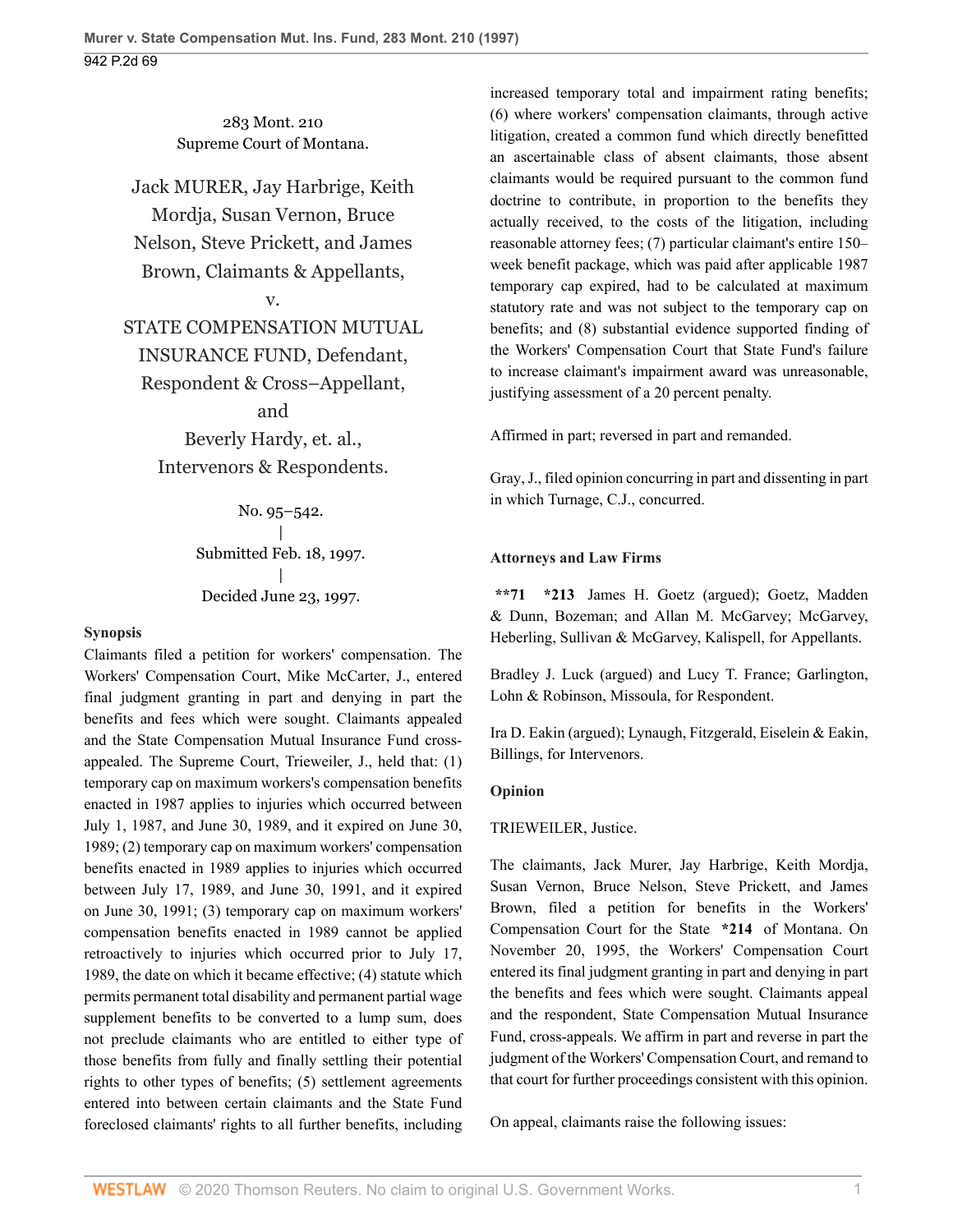283 Mont. 210
Supreme Court of Montana.

Jack MURER, Jay Harbrige, Keith Mordja, Susan Vernon, Bruce Nelson, Steve Prickett, and James Brown, Claimants & Appellants,

v.

STATE COMPENSATION MUTUAL INSURANCE FUND, Defendant, Respondent & Cross–Appellant,

and

Beverly Hardy, et. al., Intervenors & Respondents.

No. 95–542.
|
Submitted Feb. 18, 1997.
|
Decided June 23, 1997.

**Synopsis**

Claimants filed a petition for workers' compensation. The Workers' Compensation Court, Mike McCarter, J., entered final judgment granting in part and denying in part the benefits and fees which were sought. Claimants appealed and the State Compensation Mutual Insurance Fund cross-appealed. The Supreme Court, Trieweiler, J., held that: (1) temporary cap on maximum workers's compensation benefits enacted in 1987 applies to injuries which occurred between July 1, 1987, and June 30, 1989, and it expired on June 30, 1989; (2) temporary cap on maximum workers' compensation benefits enacted in 1989 applies to injuries which occurred between July 17, 1989, and June 30, 1991, and it expired on June 30, 1991; (3) temporary cap on maximum workers' compensation benefits enacted in 1989 cannot be applied retroactively to injuries which occurred prior to July 17, 1989, the date on which it became effective; (4) statute which permits permanent total disability and permanent partial wage supplement benefits to be converted to a lump sum, does not preclude claimants who are entitled to either type of those benefits from fully and finally settling their potential rights to other types of benefits; (5) settlement agreements entered into between certain claimants and the State Fund foreclosed claimants' rights to all further benefits, including increased temporary total and impairment rating benefits; (6) where workers' compensation claimants, through active litigation, created a common fund which directly benefitted an ascertainable class of absent claimants, those absent claimants would be required pursuant to the common fund doctrine to contribute, in proportion to the benefits they actually received, to the costs of the litigation, including reasonable attorney fees; (7) particular claimant's entire 150–week benefit package, which was paid after applicable 1987 temporary cap expired, had to be calculated at maximum statutory rate and was not subject to the temporary cap on benefits; and (8) substantial evidence supported finding of the Workers' Compensation Court that State Fund's failure to increase claimant's impairment award was unreasonable, justifying assessment of a 20 percent penalty.

Affirmed in part; reversed in part and remanded.

Gray, J., filed opinion concurring in part and dissenting in part in which Turnage, C.J., concurred.

**Attorneys and Law Firms**

**\*\*71** **\*213** James H. Goetz (argued); Goetz, Madden & Dunn, Bozeman; and Allan M. McGarvey; McGarvey, Heberling, Sullivan & McGarvey, Kalispell, for Appellants.

Bradley J. Luck (argued) and Lucy T. France; Garlington, Lohn & Robinson, Missoula, for Respondent.

Ira D. Eakin (argued); Lynaugh, Fitzgerald, Eiselein & Eakin, Billings, for Intervenors.

**Opinion**

TRIEWEILER, Justice.

The claimants, Jack Murer, Jay Harbrige, Keith Mordja, Susan Vernon, Bruce Nelson, Steve Prickett, and James Brown, filed a petition for benefits in the Workers' Compensation Court for the State **\*214** of Montana. On November 20, 1995, the Workers' Compensation Court entered its final judgment granting in part and denying in part the benefits and fees which were sought. Claimants appeal and the respondent, State Compensation Mutual Insurance Fund, cross-appeals. We affirm in part and reverse in part the judgment of the Workers' Compensation Court, and remand to that court for further proceedings consistent with this opinion.

On appeal, claimants raise the following issues: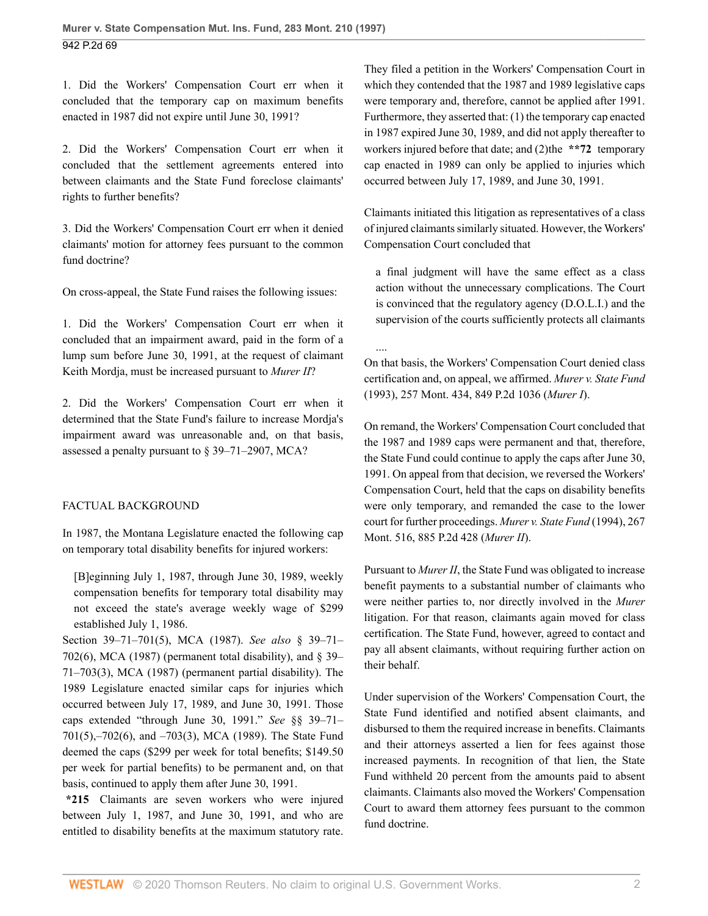1. Did the Workers' Compensation Court err when it concluded that the temporary cap on maximum benefits enacted in 1987 did not expire until June 30, 1991?

2. Did the Workers' Compensation Court err when it concluded that the settlement agreements entered into between claimants and the State Fund foreclose claimants' rights to further benefits?

3. Did the Workers' Compensation Court err when it denied claimants' motion for attorney fees pursuant to the common fund doctrine?

On cross-appeal, the State Fund raises the following issues:

1. Did the Workers' Compensation Court err when it concluded that an impairment award, paid in the form of a lump sum before June 30, 1991, at the request of claimant Keith Mordja, must be increased pursuant to *Murer II*?

2. Did the Workers' Compensation Court err when it determined that the State Fund's failure to increase Mordja's impairment award was unreasonable and, on that basis, assessed a penalty pursuant to § 39–71–2907, MCA?

## FACTUAL BACKGROUND

In 1987, the Montana Legislature enacted the following cap on temporary total disability benefits for injured workers:

> [B]eginning July 1, 1987, through June 30, 1989, weekly compensation benefits for temporary total disability may not exceed the state's average weekly wage of $299 established July 1, 1986.

Section 39–71–701(5), MCA (1987). *See also* § 39–71–702(6), MCA (1987) (permanent total disability), and § 39–71–703(3), MCA (1987) (permanent partial disability). The 1989 Legislature enacted similar caps for injuries which occurred between July 17, 1989, and June 30, 1991. Those caps extended "through June 30, 1991." *See* §§ 39–71–701(5),–702(6), and –703(3), MCA (1989). The State Fund deemed the caps ($299 per week for total benefits; $149.50 per week for partial benefits) to be permanent and, on that basis, continued to apply them after June 30, 1991.

**\*215** Claimants are seven workers who were injured between July 1, 1987, and June 30, 1991, and who are entitled to disability benefits at the maximum statutory rate. They filed a petition in the Workers' Compensation Court in which they contended that the 1987 and 1989 legislative caps were temporary and, therefore, cannot be applied after 1991. Furthermore, they asserted that: (1) the temporary cap enacted in 1987 expired June 30, 1989, and did not apply thereafter to workers injured before that date; and (2)the **\*\*72** temporary cap enacted in 1989 can only be applied to injuries which occurred between July 17, 1989, and June 30, 1991.

Claimants initiated this litigation as representatives of a class of injured claimants similarly situated. However, the Workers' Compensation Court concluded that

> a final judgment will have the same effect as a class action without the unnecessary complications. The Court is convinced that the regulatory agency (D.O.L.I.) and the supervision of the courts sufficiently protects all claimants
>
> ....

On that basis, the Workers' Compensation Court denied class certification and, on appeal, we affirmed. *Murer v. State Fund* (1993), 257 Mont. 434, 849 P.2d 1036 (*Murer I*).

On remand, the Workers' Compensation Court concluded that the 1987 and 1989 caps were permanent and that, therefore, the State Fund could continue to apply the caps after June 30, 1991. On appeal from that decision, we reversed the Workers' Compensation Court, held that the caps on disability benefits were only temporary, and remanded the case to the lower court for further proceedings. *Murer v. State Fund* (1994), 267 Mont. 516, 885 P.2d 428 (*Murer II*).

Pursuant to *Murer II*, the State Fund was obligated to increase benefit payments to a substantial number of claimants who were neither parties to, nor directly involved in the *Murer* litigation. For that reason, claimants again moved for class certification. The State Fund, however, agreed to contact and pay all absent claimants, without requiring further action on their behalf.

Under supervision of the Workers' Compensation Court, the State Fund identified and notified absent claimants, and disbursed to them the required increase in benefits. Claimants and their attorneys asserted a lien for fees against those increased payments. In recognition of that lien, the State Fund withheld 20 percent from the amounts paid to absent claimants. Claimants also moved the Workers' Compensation Court to award them attorney fees pursuant to the common fund doctrine.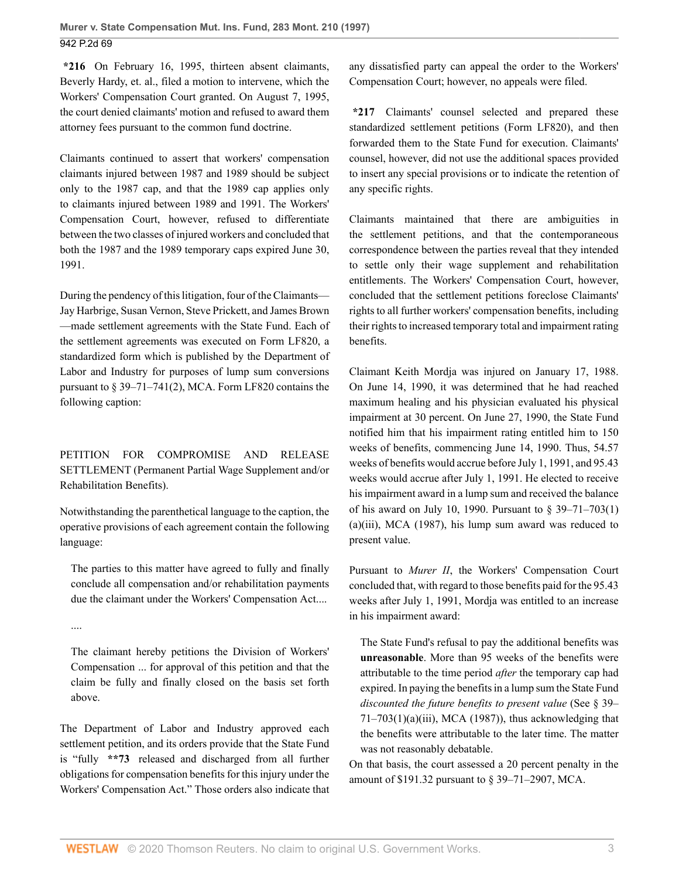**\*216** On February 16, 1995, thirteen absent claimants, Beverly Hardy, et. al., filed a motion to intervene, which the Workers' Compensation Court granted. On August 7, 1995, the court denied claimants' motion and refused to award them attorney fees pursuant to the common fund doctrine.

Claimants continued to assert that workers' compensation claimants injured between 1987 and 1989 should be subject only to the 1987 cap, and that the 1989 cap applies only to claimants injured between 1989 and 1991. The Workers' Compensation Court, however, refused to differentiate between the two classes of injured workers and concluded that both the 1987 and the 1989 temporary caps expired June 30, 1991.

During the pendency of this litigation, four of the Claimants—Jay Harbrige, Susan Vernon, Steve Prickett, and James Brown—made settlement agreements with the State Fund. Each of the settlement agreements was executed on Form LF820, a standardized form which is published by the Department of Labor and Industry for purposes of lump sum conversions pursuant to § 39–71–741(2), MCA. Form LF820 contains the following caption:

PETITION FOR COMPROMISE AND RELEASE SETTLEMENT (Permanent Partial Wage Supplement and/or Rehabilitation Benefits).

Notwithstanding the parenthetical language to the caption, the operative provisions of each agreement contain the following language:

> The parties to this matter have agreed to fully and finally conclude all compensation and/or rehabilitation payments due the claimant under the Workers' Compensation Act....
>
> ....
>
> The claimant hereby petitions the Division of Workers' Compensation ... for approval of this petition and that the claim be fully and finally closed on the basis set forth above.

The Department of Labor and Industry approved each settlement petition, and its orders provide that the State Fund is "fully **\*\*73** released and discharged from all further obligations for compensation benefits for this injury under the Workers' Compensation Act." Those orders also indicate that any dissatisfied party can appeal the order to the Workers' Compensation Court; however, no appeals were filed.

**\*217** Claimants' counsel selected and prepared these standardized settlement petitions (Form LF820), and then forwarded them to the State Fund for execution. Claimants' counsel, however, did not use the additional spaces provided to insert any special provisions or to indicate the retention of any specific rights.

Claimants maintained that there are ambiguities in the settlement petitions, and that the contemporaneous correspondence between the parties reveal that they intended to settle only their wage supplement and rehabilitation entitlements. The Workers' Compensation Court, however, concluded that the settlement petitions foreclose Claimants' rights to all further workers' compensation benefits, including their rights to increased temporary total and impairment rating benefits.

Claimant Keith Mordja was injured on January 17, 1988. On June 14, 1990, it was determined that he had reached maximum healing and his physician evaluated his physical impairment at 30 percent. On June 27, 1990, the State Fund notified him that his impairment rating entitled him to 150 weeks of benefits, commencing June 14, 1990. Thus, 54.57 weeks of benefits would accrue before July 1, 1991, and 95.43 weeks would accrue after July 1, 1991. He elected to receive his impairment award in a lump sum and received the balance of his award on July 10, 1990. Pursuant to § 39–71–703(1)(a)(iii), MCA (1987), his lump sum award was reduced to present value.

Pursuant to *Murer II*, the Workers' Compensation Court concluded that, with regard to those benefits paid for the 95.43 weeks after July 1, 1991, Mordja was entitled to an increase in his impairment award:

> The State Fund's refusal to pay the additional benefits was **unreasonable**. More than 95 weeks of the benefits were attributable to the time period *after* the temporary cap had expired. In paying the benefits in a lump sum the State Fund *discounted the future benefits to present value* (See § 39–71–703(1)(a)(iii), MCA (1987)), thus acknowledging that the benefits were attributable to the later time. The matter was not reasonably debatable.

On that basis, the court assessed a 20 percent penalty in the amount of $191.32 pursuant to § 39–71–2907, MCA.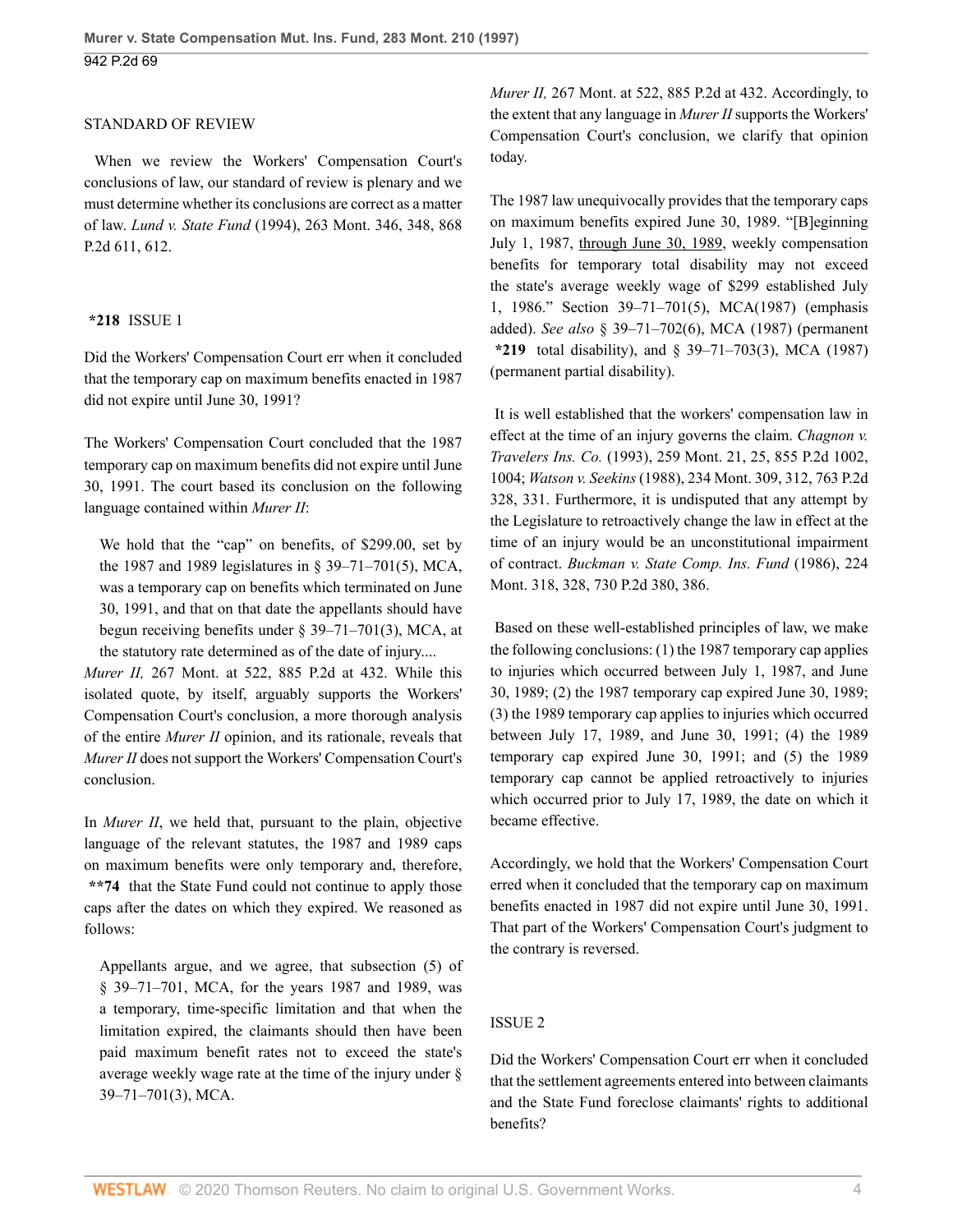## STANDARD OF REVIEW

When we review the Workers' Compensation Court's conclusions of law, our standard of review is plenary and we must determine whether its conclusions are correct as a matter of law. *Lund v. State Fund* (1994), 263 Mont. 346, 348, 868 P.2d 611, 612.

## **\*218** ISSUE 1

Did the Workers' Compensation Court err when it concluded that the temporary cap on maximum benefits enacted in 1987 did not expire until June 30, 1991?

The Workers' Compensation Court concluded that the 1987 temporary cap on maximum benefits did not expire until June 30, 1991. The court based its conclusion on the following language contained within *Murer II*:

> We hold that the "cap" on benefits, of $299.00, set by the 1987 and 1989 legislatures in § 39–71–701(5), MCA, was a temporary cap on benefits which terminated on June 30, 1991, and that on that date the appellants should have begun receiving benefits under § 39–71–701(3), MCA, at the statutory rate determined as of the date of injury....

*Murer II,* 267 Mont. at 522, 885 P.2d at 432. While this isolated quote, by itself, arguably supports the Workers' Compensation Court's conclusion, a more thorough analysis of the entire *Murer II* opinion, and its rationale, reveals that *Murer II* does not support the Workers' Compensation Court's conclusion.

In *Murer II*, we held that, pursuant to the plain, objective language of the relevant statutes, the 1987 and 1989 caps on maximum benefits were only temporary and, therefore, **\*\*74** that the State Fund could not continue to apply those caps after the dates on which they expired. We reasoned as follows:

> Appellants argue, and we agree, that subsection (5) of § 39–71–701, MCA, for the years 1987 and 1989, was a temporary, time-specific limitation and that when the limitation expired, the claimants should then have been paid maximum benefit rates not to exceed the state's average weekly wage rate at the time of the injury under § 39–71–701(3), MCA.

*Murer II,* 267 Mont. at 522, 885 P.2d at 432. Accordingly, to the extent that any language in *Murer II* supports the Workers' Compensation Court's conclusion, we clarify that opinion today.

The 1987 law unequivocally provides that the temporary caps on maximum benefits expired June 30, 1989. "[B]eginning July 1, 1987, through June 30, 1989, weekly compensation benefits for temporary total disability may not exceed the state's average weekly wage of $299 established July 1, 1986." Section 39–71–701(5), MCA(1987) (emphasis added). *See also* § 39–71–702(6), MCA (1987) (permanent **\*219** total disability), and § 39–71–703(3), MCA (1987) (permanent partial disability).

It is well established that the workers' compensation law in effect at the time of an injury governs the claim. *Chagnon v. Travelers Ins. Co.* (1993), 259 Mont. 21, 25, 855 P.2d 1002, 1004; *Watson v. Seekins* (1988), 234 Mont. 309, 312, 763 P.2d 328, 331. Furthermore, it is undisputed that any attempt by the Legislature to retroactively change the law in effect at the time of an injury would be an unconstitutional impairment of contract. *Buckman v. State Comp. Ins. Fund* (1986), 224 Mont. 318, 328, 730 P.2d 380, 386.

Based on these well-established principles of law, we make the following conclusions: (1) the 1987 temporary cap applies to injuries which occurred between July 1, 1987, and June 30, 1989; (2) the 1987 temporary cap expired June 30, 1989; (3) the 1989 temporary cap applies to injuries which occurred between July 17, 1989, and June 30, 1991; (4) the 1989 temporary cap expired June 30, 1991; and (5) the 1989 temporary cap cannot be applied retroactively to injuries which occurred prior to July 17, 1989, the date on which it became effective.

Accordingly, we hold that the Workers' Compensation Court erred when it concluded that the temporary cap on maximum benefits enacted in 1987 did not expire until June 30, 1991. That part of the Workers' Compensation Court's judgment to the contrary is reversed.

## ISSUE 2

Did the Workers' Compensation Court err when it concluded that the settlement agreements entered into between claimants and the State Fund foreclose claimants' rights to additional benefits?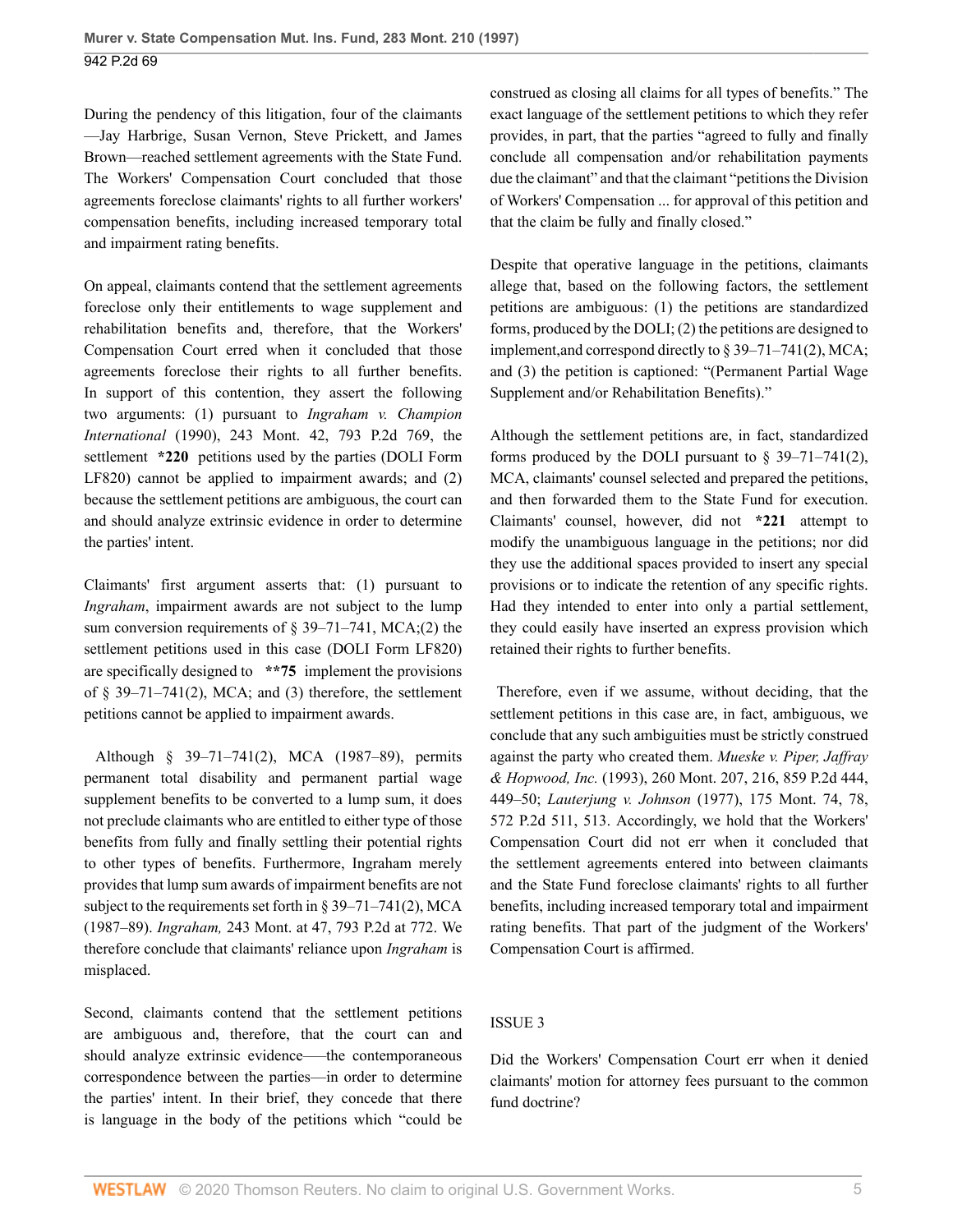During the pendency of this litigation, four of the claimants—Jay Harbrige, Susan Vernon, Steve Prickett, and James Brown—reached settlement agreements with the State Fund. The Workers' Compensation Court concluded that those agreements foreclose claimants' rights to all further workers' compensation benefits, including increased temporary total and impairment rating benefits.

On appeal, claimants contend that the settlement agreements foreclose only their entitlements to wage supplement and rehabilitation benefits and, therefore, that the Workers' Compensation Court erred when it concluded that those agreements foreclose their rights to all further benefits. In support of this contention, they assert the following two arguments: (1) pursuant to *Ingraham v. Champion International* (1990), 243 Mont. 42, 793 P.2d 769, the settlement **\*220** petitions used by the parties (DOLI Form LF820) cannot be applied to impairment awards; and (2) because the settlement petitions are ambiguous, the court can and should analyze extrinsic evidence in order to determine the parties' intent.

Claimants' first argument asserts that: (1) pursuant to *Ingraham*, impairment awards are not subject to the lump sum conversion requirements of § 39–71–741, MCA;(2) the settlement petitions used in this case (DOLI Form LF820) are specifically designed to **\*\*75** implement the provisions of § 39–71–741(2), MCA; and (3) therefore, the settlement petitions cannot be applied to impairment awards.

Although § 39–71–741(2), MCA (1987–89), permits permanent total disability and permanent partial wage supplement benefits to be converted to a lump sum, it does not preclude claimants who are entitled to either type of those benefits from fully and finally settling their potential rights to other types of benefits. Furthermore, Ingraham merely provides that lump sum awards of impairment benefits are not subject to the requirements set forth in § 39–71–741(2), MCA (1987–89). *Ingraham,* 243 Mont. at 47, 793 P.2d at 772. We therefore conclude that claimants' reliance upon *Ingraham* is misplaced.

Second, claimants contend that the settlement petitions are ambiguous and, therefore, that the court can and should analyze extrinsic evidence—the contemporaneous correspondence between the parties—in order to determine the parties' intent. In their brief, they concede that there is language in the body of the petitions which "could be construed as closing all claims for all types of benefits." The exact language of the settlement petitions to which they refer provides, in part, that the parties "agreed to fully and finally conclude all compensation and/or rehabilitation payments due the claimant" and that the claimant "petitions the Division of Workers' Compensation ... for approval of this petition and that the claim be fully and finally closed."

Despite that operative language in the petitions, claimants allege that, based on the following factors, the settlement petitions are ambiguous: (1) the petitions are standardized forms, produced by the DOLI; (2) the petitions are designed to implement,and correspond directly to § 39–71–741(2), MCA; and (3) the petition is captioned: "(Permanent Partial Wage Supplement and/or Rehabilitation Benefits)."

Although the settlement petitions are, in fact, standardized forms produced by the DOLI pursuant to § 39–71–741(2), MCA, claimants' counsel selected and prepared the petitions, and then forwarded them to the State Fund for execution. Claimants' counsel, however, did not **\*221** attempt to modify the unambiguous language in the petitions; nor did they use the additional spaces provided to insert any special provisions or to indicate the retention of any specific rights. Had they intended to enter into only a partial settlement, they could easily have inserted an express provision which retained their rights to further benefits.

Therefore, even if we assume, without deciding, that the settlement petitions in this case are, in fact, ambiguous, we conclude that any such ambiguities must be strictly construed against the party who created them. *Mueske v. Piper, Jaffray & Hopwood, Inc.* (1993), 260 Mont. 207, 216, 859 P.2d 444, 449–50; *Lauterjung v. Johnson* (1977), 175 Mont. 74, 78, 572 P.2d 511, 513. Accordingly, we hold that the Workers' Compensation Court did not err when it concluded that the settlement agreements entered into between claimants and the State Fund foreclose claimants' rights to all further benefits, including increased temporary total and impairment rating benefits. That part of the judgment of the Workers' Compensation Court is affirmed.

## ISSUE 3

Did the Workers' Compensation Court err when it denied claimants' motion for attorney fees pursuant to the common fund doctrine?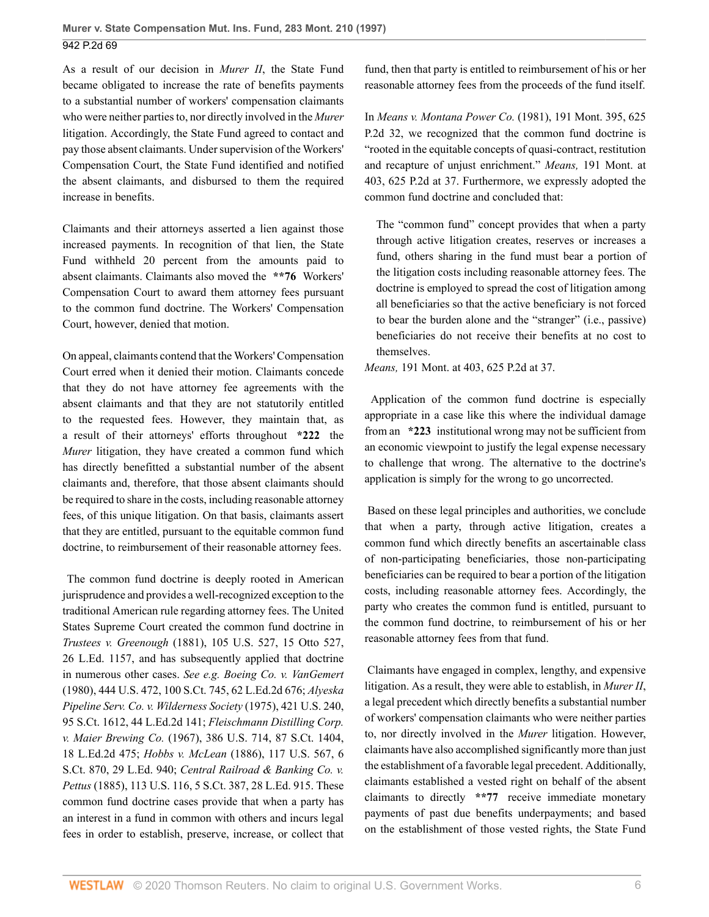As a result of our decision in *Murer II*, the State Fund became obligated to increase the rate of benefits payments to a substantial number of workers' compensation claimants who were neither parties to, nor directly involved in the *Murer* litigation. Accordingly, the State Fund agreed to contact and pay those absent claimants. Under supervision of the Workers' Compensation Court, the State Fund identified and notified the absent claimants, and disbursed to them the required increase in benefits.

Claimants and their attorneys asserted a lien against those increased payments. In recognition of that lien, the State Fund withheld 20 percent from the amounts paid to absent claimants. Claimants also moved the **\*\*76** Workers' Compensation Court to award them attorney fees pursuant to the common fund doctrine. The Workers' Compensation Court, however, denied that motion.

On appeal, claimants contend that the Workers' Compensation Court erred when it denied their motion. Claimants concede that they do not have attorney fee agreements with the absent claimants and that they are not statutorily entitled to the requested fees. However, they maintain that, as a result of their attorneys' efforts throughout **\*222** the *Murer* litigation, they have created a common fund which has directly benefitted a substantial number of the absent claimants and, therefore, that those absent claimants should be required to share in the costs, including reasonable attorney fees, of this unique litigation. On that basis, claimants assert that they are entitled, pursuant to the equitable common fund doctrine, to reimbursement of their reasonable attorney fees.

The common fund doctrine is deeply rooted in American jurisprudence and provides a well-recognized exception to the traditional American rule regarding attorney fees. The United States Supreme Court created the common fund doctrine in *Trustees v. Greenough* (1881), 105 U.S. 527, 15 Otto 527, 26 L.Ed. 1157, and has subsequently applied that doctrine in numerous other cases. *See e.g. Boeing Co. v. VanGemert* (1980), 444 U.S. 472, 100 S.Ct. 745, 62 L.Ed.2d 676; *Alyeska Pipeline Serv. Co. v. Wilderness Society* (1975), 421 U.S. 240, 95 S.Ct. 1612, 44 L.Ed.2d 141; *Fleischmann Distilling Corp. v. Maier Brewing Co.* (1967), 386 U.S. 714, 87 S.Ct. 1404, 18 L.Ed.2d 475; *Hobbs v. McLean* (1886), 117 U.S. 567, 6 S.Ct. 870, 29 L.Ed. 940; *Central Railroad & Banking Co. v. Pettus* (1885), 113 U.S. 116, 5 S.Ct. 387, 28 L.Ed. 915. These common fund doctrine cases provide that when a party has an interest in a fund in common with others and incurs legal fees in order to establish, preserve, increase, or collect that fund, then that party is entitled to reimbursement of his or her reasonable attorney fees from the proceeds of the fund itself.

In *Means v. Montana Power Co.* (1981), 191 Mont. 395, 625 P.2d 32, we recognized that the common fund doctrine is "rooted in the equitable concepts of quasi-contract, restitution and recapture of unjust enrichment." *Means,* 191 Mont. at 403, 625 P.2d at 37. Furthermore, we expressly adopted the common fund doctrine and concluded that:

> The "common fund" concept provides that when a party through active litigation creates, reserves or increases a fund, others sharing in the fund must bear a portion of the litigation costs including reasonable attorney fees. The doctrine is employed to spread the cost of litigation among all beneficiaries so that the active beneficiary is not forced to bear the burden alone and the "stranger" (i.e., passive) beneficiaries do not receive their benefits at no cost to themselves.

*Means,* 191 Mont. at 403, 625 P.2d at 37.

Application of the common fund doctrine is especially appropriate in a case like this where the individual damage from an **\*223** institutional wrong may not be sufficient from an economic viewpoint to justify the legal expense necessary to challenge that wrong. The alternative to the doctrine's application is simply for the wrong to go uncorrected.

Based on these legal principles and authorities, we conclude that when a party, through active litigation, creates a common fund which directly benefits an ascertainable class of non-participating beneficiaries, those non-participating beneficiaries can be required to bear a portion of the litigation costs, including reasonable attorney fees. Accordingly, the party who creates the common fund is entitled, pursuant to the common fund doctrine, to reimbursement of his or her reasonable attorney fees from that fund.

Claimants have engaged in complex, lengthy, and expensive litigation. As a result, they were able to establish, in *Murer II*, a legal precedent which directly benefits a substantial number of workers' compensation claimants who were neither parties to, nor directly involved in the *Murer* litigation. However, claimants have also accomplished significantly more than just the establishment of a favorable legal precedent. Additionally, claimants established a vested right on behalf of the absent claimants to directly **\*\*77** receive immediate monetary payments of past due benefits underpayments; and based on the establishment of those vested rights, the State Fund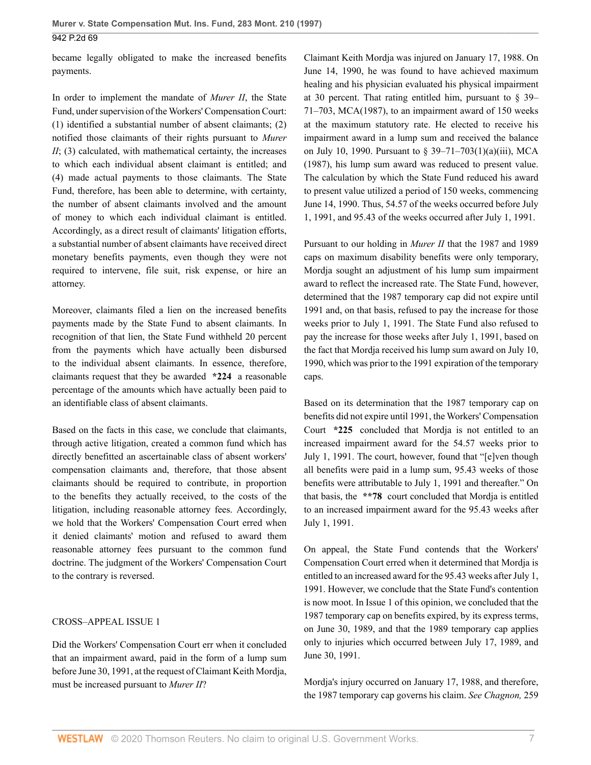became legally obligated to make the increased benefits payments.

In order to implement the mandate of *Murer II*, the State Fund, under supervision of the Workers' Compensation Court: (1) identified a substantial number of absent claimants; (2) notified those claimants of their rights pursuant to *Murer II*; (3) calculated, with mathematical certainty, the increases to which each individual absent claimant is entitled; and (4) made actual payments to those claimants. The State Fund, therefore, has been able to determine, with certainty, the number of absent claimants involved and the amount of money to which each individual claimant is entitled. Accordingly, as a direct result of claimants' litigation efforts, a substantial number of absent claimants have received direct monetary benefits payments, even though they were not required to intervene, file suit, risk expense, or hire an attorney.

Moreover, claimants filed a lien on the increased benefits payments made by the State Fund to absent claimants. In recognition of that lien, the State Fund withheld 20 percent from the payments which have actually been disbursed to the individual absent claimants. In essence, therefore, claimants request that they be awarded **\*224** a reasonable percentage of the amounts which have actually been paid to an identifiable class of absent claimants.

Based on the facts in this case, we conclude that claimants, through active litigation, created a common fund which has directly benefitted an ascertainable class of absent workers' compensation claimants and, therefore, that those absent claimants should be required to contribute, in proportion to the benefits they actually received, to the costs of the litigation, including reasonable attorney fees. Accordingly, we hold that the Workers' Compensation Court erred when it denied claimants' motion and refused to award them reasonable attorney fees pursuant to the common fund doctrine. The judgment of the Workers' Compensation Court to the contrary is reversed.

CROSS–APPEAL ISSUE 1

Did the Workers' Compensation Court err when it concluded that an impairment award, paid in the form of a lump sum before June 30, 1991, at the request of Claimant Keith Mordja, must be increased pursuant to *Murer II*?

Claimant Keith Mordja was injured on January 17, 1988. On June 14, 1990, he was found to have achieved maximum healing and his physician evaluated his physical impairment at 30 percent. That rating entitled him, pursuant to § 39–71–703, MCA(1987), to an impairment award of 150 weeks at the maximum statutory rate. He elected to receive his impairment award in a lump sum and received the balance on July 10, 1990. Pursuant to § 39–71–703(1)(a)(iii), MCA (1987), his lump sum award was reduced to present value. The calculation by which the State Fund reduced his award to present value utilized a period of 150 weeks, commencing June 14, 1990. Thus, 54.57 of the weeks occurred before July 1, 1991, and 95.43 of the weeks occurred after July 1, 1991.

Pursuant to our holding in *Murer II* that the 1987 and 1989 caps on maximum disability benefits were only temporary, Mordja sought an adjustment of his lump sum impairment award to reflect the increased rate. The State Fund, however, determined that the 1987 temporary cap did not expire until 1991 and, on that basis, refused to pay the increase for those weeks prior to July 1, 1991. The State Fund also refused to pay the increase for those weeks after July 1, 1991, based on the fact that Mordja received his lump sum award on July 10, 1990, which was prior to the 1991 expiration of the temporary caps.

Based on its determination that the 1987 temporary cap on benefits did not expire until 1991, the Workers' Compensation Court **\*225** concluded that Mordja is not entitled to an increased impairment award for the 54.57 weeks prior to July 1, 1991. The court, however, found that "[e]ven though all benefits were paid in a lump sum, 95.43 weeks of those benefits were attributable to July 1, 1991 and thereafter." On that basis, the **\*\*78** court concluded that Mordja is entitled to an increased impairment award for the 95.43 weeks after July 1, 1991.

On appeal, the State Fund contends that the Workers' Compensation Court erred when it determined that Mordja is entitled to an increased award for the 95.43 weeks after July 1, 1991. However, we conclude that the State Fund's contention is now moot. In Issue 1 of this opinion, we concluded that the 1987 temporary cap on benefits expired, by its express terms, on June 30, 1989, and that the 1989 temporary cap applies only to injuries which occurred between July 17, 1989, and June 30, 1991.

Mordja's injury occurred on January 17, 1988, and therefore, the 1987 temporary cap governs his claim. *See Chagnon,* 259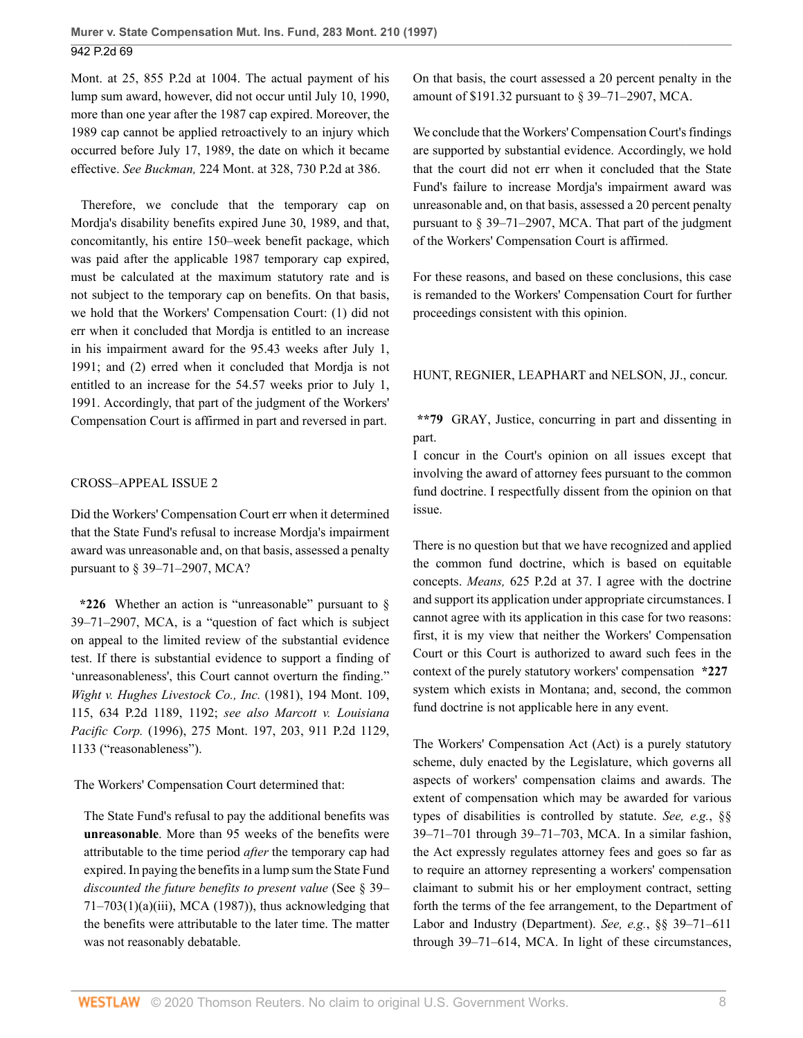Mont. at 25, 855 P.2d at 1004. The actual payment of his lump sum award, however, did not occur until July 10, 1990, more than one year after the 1987 cap expired. Moreover, the 1989 cap cannot be applied retroactively to an injury which occurred before July 17, 1989, the date on which it became effective. *See Buckman,* 224 Mont. at 328, 730 P.2d at 386.

Therefore, we conclude that the temporary cap on Mordja's disability benefits expired June 30, 1989, and that, concomitantly, his entire 150–week benefit package, which was paid after the applicable 1987 temporary cap expired, must be calculated at the maximum statutory rate and is not subject to the temporary cap on benefits. On that basis, we hold that the Workers' Compensation Court: (1) did not err when it concluded that Mordja is entitled to an increase in his impairment award for the 95.43 weeks after July 1, 1991; and (2) erred when it concluded that Mordja is not entitled to an increase for the 54.57 weeks prior to July 1, 1991. Accordingly, that part of the judgment of the Workers' Compensation Court is affirmed in part and reversed in part.

CROSS–APPEAL ISSUE 2

Did the Workers' Compensation Court err when it determined that the State Fund's refusal to increase Mordja's impairment award was unreasonable and, on that basis, assessed a penalty pursuant to § 39–71–2907, MCA?

**\*226** Whether an action is "unreasonable" pursuant to § 39–71–2907, MCA, is a "question of fact which is subject on appeal to the limited review of the substantial evidence test. If there is substantial evidence to support a finding of 'unreasonableness', this Court cannot overturn the finding." *Wight v. Hughes Livestock Co., Inc.* (1981), 194 Mont. 109, 115, 634 P.2d 1189, 1192; *see also Marcott v. Louisiana Pacific Corp.* (1996), 275 Mont. 197, 203, 911 P.2d 1129, 1133 ("reasonableness").

The Workers' Compensation Court determined that:

> The State Fund's refusal to pay the additional benefits was **unreasonable**. More than 95 weeks of the benefits were attributable to the time period *after* the temporary cap had expired. In paying the benefits in a lump sum the State Fund *discounted the future benefits to present value* (See § 39–71–703(1)(a)(iii), MCA (1987)), thus acknowledging that the benefits were attributable to the later time. The matter was not reasonably debatable.

On that basis, the court assessed a 20 percent penalty in the amount of $191.32 pursuant to § 39–71–2907, MCA.

We conclude that the Workers' Compensation Court's findings are supported by substantial evidence. Accordingly, we hold that the court did not err when it concluded that the State Fund's failure to increase Mordja's impairment award was unreasonable and, on that basis, assessed a 20 percent penalty pursuant to § 39–71–2907, MCA. That part of the judgment of the Workers' Compensation Court is affirmed.

For these reasons, and based on these conclusions, this case is remanded to the Workers' Compensation Court for further proceedings consistent with this opinion.

HUNT, REGNIER, LEAPHART and NELSON, JJ., concur.

**\*\*79** GRAY, Justice, concurring in part and dissenting in part.

I concur in the Court's opinion on all issues except that involving the award of attorney fees pursuant to the common fund doctrine. I respectfully dissent from the opinion on that issue.

There is no question but that we have recognized and applied the common fund doctrine, which is based on equitable concepts. *Means,* 625 P.2d at 37. I agree with the doctrine and support its application under appropriate circumstances. I cannot agree with its application in this case for two reasons: first, it is my view that neither the Workers' Compensation Court or this Court is authorized to award such fees in the context of the purely statutory workers' compensation **\*227** system which exists in Montana; and, second, the common fund doctrine is not applicable here in any event.

The Workers' Compensation Act (Act) is a purely statutory scheme, duly enacted by the Legislature, which governs all aspects of workers' compensation claims and awards. The extent of compensation which may be awarded for various types of disabilities is controlled by statute. *See, e.g.*, §§ 39–71–701 through 39–71–703, MCA. In a similar fashion, the Act expressly regulates attorney fees and goes so far as to require an attorney representing a workers' compensation claimant to submit his or her employment contract, setting forth the terms of the fee arrangement, to the Department of Labor and Industry (Department). *See, e.g.*, §§ 39–71–611 through 39–71–614, MCA. In light of these circumstances,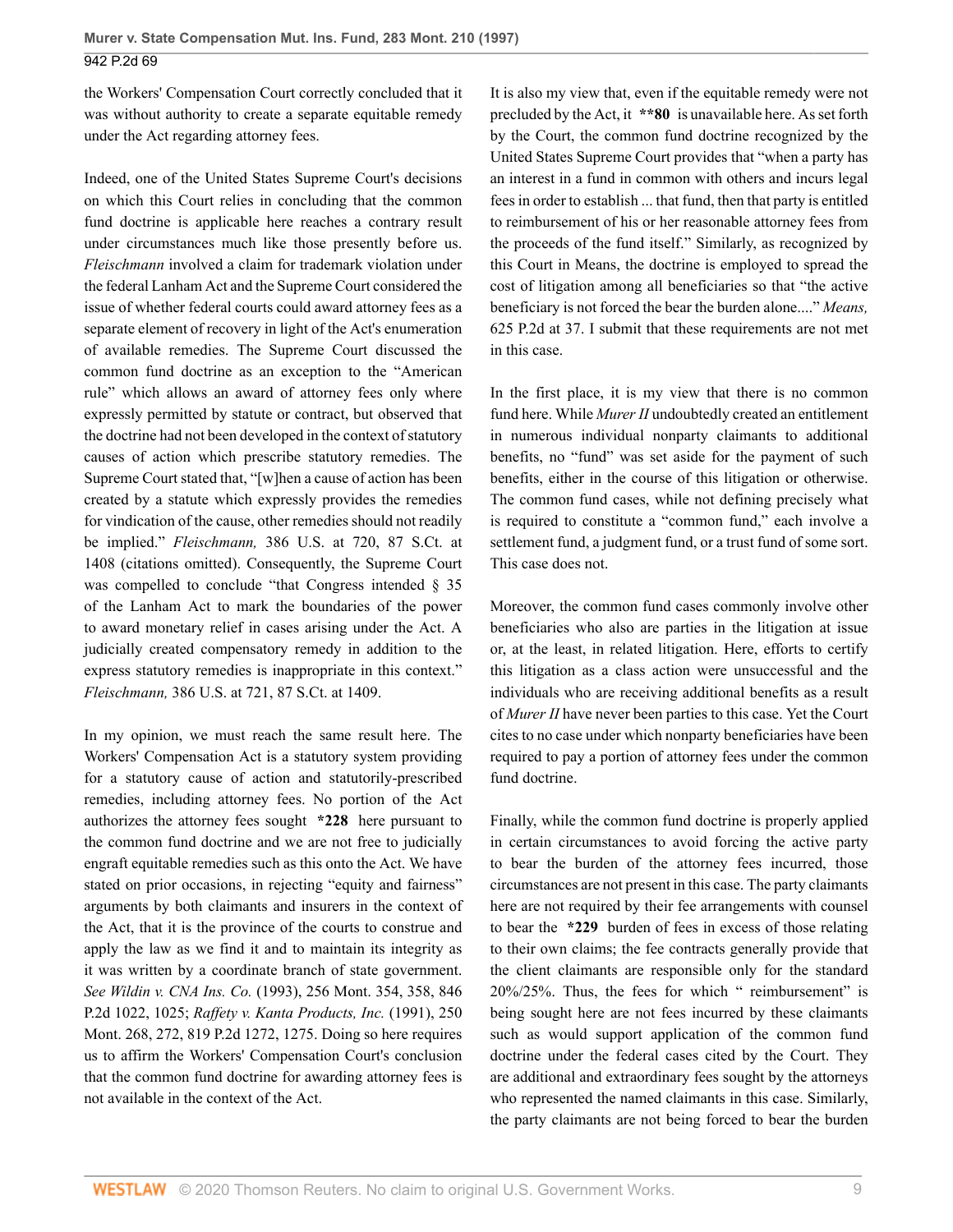the Workers' Compensation Court correctly concluded that it was without authority to create a separate equitable remedy under the Act regarding attorney fees.

Indeed, one of the United States Supreme Court's decisions on which this Court relies in concluding that the common fund doctrine is applicable here reaches a contrary result under circumstances much like those presently before us. *Fleischmann* involved a claim for trademark violation under the federal Lanham Act and the Supreme Court considered the issue of whether federal courts could award attorney fees as a separate element of recovery in light of the Act's enumeration of available remedies. The Supreme Court discussed the common fund doctrine as an exception to the "American rule" which allows an award of attorney fees only where expressly permitted by statute or contract, but observed that the doctrine had not been developed in the context of statutory causes of action which prescribe statutory remedies. The Supreme Court stated that, "[w]hen a cause of action has been created by a statute which expressly provides the remedies for vindication of the cause, other remedies should not readily be implied." *Fleischmann,* 386 U.S. at 720, 87 S.Ct. at 1408 (citations omitted). Consequently, the Supreme Court was compelled to conclude "that Congress intended § 35 of the Lanham Act to mark the boundaries of the power to award monetary relief in cases arising under the Act. A judicially created compensatory remedy in addition to the express statutory remedies is inappropriate in this context." *Fleischmann,* 386 U.S. at 721, 87 S.Ct. at 1409.

In my opinion, we must reach the same result here. The Workers' Compensation Act is a statutory system providing for a statutory cause of action and statutorily-prescribed remedies, including attorney fees. No portion of the Act authorizes the attorney fees sought **\*228** here pursuant to the common fund doctrine and we are not free to judicially engraft equitable remedies such as this onto the Act. We have stated on prior occasions, in rejecting "equity and fairness" arguments by both claimants and insurers in the context of the Act, that it is the province of the courts to construe and apply the law as we find it and to maintain its integrity as it was written by a coordinate branch of state government. *See Wildin v. CNA Ins. Co.* (1993), 256 Mont. 354, 358, 846 P.2d 1022, 1025; *Raffety v. Kanta Products, Inc.* (1991), 250 Mont. 268, 272, 819 P.2d 1272, 1275. Doing so here requires us to affirm the Workers' Compensation Court's conclusion that the common fund doctrine for awarding attorney fees is not available in the context of the Act.

It is also my view that, even if the equitable remedy were not precluded by the Act, it **\*\*80** is unavailable here. As set forth by the Court, the common fund doctrine recognized by the United States Supreme Court provides that "when a party has an interest in a fund in common with others and incurs legal fees in order to establish ... that fund, then that party is entitled to reimbursement of his or her reasonable attorney fees from the proceeds of the fund itself." Similarly, as recognized by this Court in Means, the doctrine is employed to spread the cost of litigation among all beneficiaries so that "the active beneficiary is not forced the bear the burden alone...." *Means,* 625 P.2d at 37. I submit that these requirements are not met in this case.

In the first place, it is my view that there is no common fund here. While *Murer II* undoubtedly created an entitlement in numerous individual nonparty claimants to additional benefits, no "fund" was set aside for the payment of such benefits, either in the course of this litigation or otherwise. The common fund cases, while not defining precisely what is required to constitute a "common fund," each involve a settlement fund, a judgment fund, or a trust fund of some sort. This case does not.

Moreover, the common fund cases commonly involve other beneficiaries who also are parties in the litigation at issue or, at the least, in related litigation. Here, efforts to certify this litigation as a class action were unsuccessful and the individuals who are receiving additional benefits as a result of *Murer II* have never been parties to this case. Yet the Court cites to no case under which nonparty beneficiaries have been required to pay a portion of attorney fees under the common fund doctrine.

Finally, while the common fund doctrine is properly applied in certain circumstances to avoid forcing the active party to bear the burden of the attorney fees incurred, those circumstances are not present in this case. The party claimants here are not required by their fee arrangements with counsel to bear the **\*229** burden of fees in excess of those relating to their own claims; the fee contracts generally provide that the client claimants are responsible only for the standard 20%/25%. Thus, the fees for which " reimbursement" is being sought here are not fees incurred by these claimants such as would support application of the common fund doctrine under the federal cases cited by the Court. They are additional and extraordinary fees sought by the attorneys who represented the named claimants in this case. Similarly, the party claimants are not being forced to bear the burden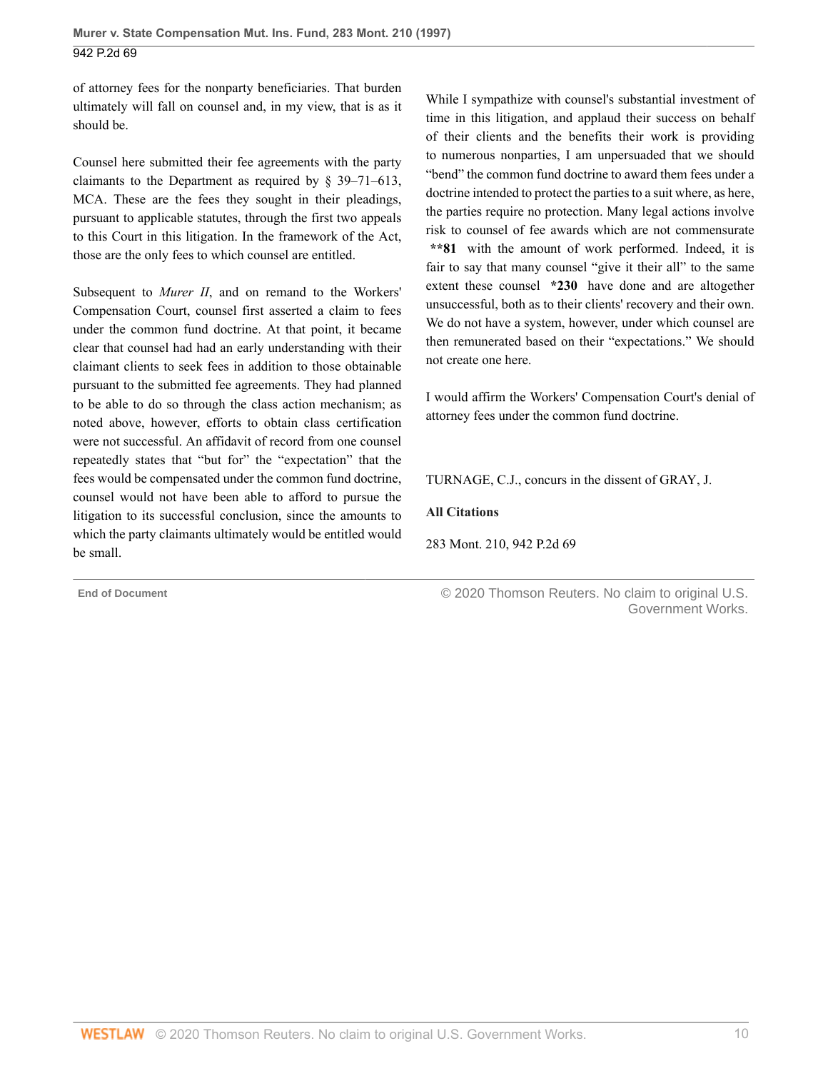of attorney fees for the nonparty beneficiaries. That burden ultimately will fall on counsel and, in my view, that is as it should be.

Counsel here submitted their fee agreements with the party claimants to the Department as required by § 39–71–613, MCA. These are the fees they sought in their pleadings, pursuant to applicable statutes, through the first two appeals to this Court in this litigation. In the framework of the Act, those are the only fees to which counsel are entitled.

Subsequent to *Murer II*, and on remand to the Workers' Compensation Court, counsel first asserted a claim to fees under the common fund doctrine. At that point, it became clear that counsel had had an early understanding with their claimant clients to seek fees in addition to those obtainable pursuant to the submitted fee agreements. They had planned to be able to do so through the class action mechanism; as noted above, however, efforts to obtain class certification were not successful. An affidavit of record from one counsel repeatedly states that "but for" the "expectation" that the fees would be compensated under the common fund doctrine, counsel would not have been able to afford to pursue the litigation to its successful conclusion, since the amounts to which the party claimants ultimately would be entitled would be small.

While I sympathize with counsel's substantial investment of time in this litigation, and applaud their success on behalf of their clients and the benefits their work is providing to numerous nonparties, I am unpersuaded that we should "bend" the common fund doctrine to award them fees under a doctrine intended to protect the parties to a suit where, as here, the parties require no protection. Many legal actions involve risk to counsel of fee awards which are not commensurate **\*\*81** with the amount of work performed. Indeed, it is fair to say that many counsel "give it their all" to the same extent these counsel **\*230** have done and are altogether unsuccessful, both as to their clients' recovery and their own. We do not have a system, however, under which counsel are then remunerated based on their "expectations." We should not create one here.

I would affirm the Workers' Compensation Court's denial of attorney fees under the common fund doctrine.

TURNAGE, C.J., concurs in the dissent of GRAY, J.

**All Citations**

283 Mont. 210, 942 P.2d 69

End of Document

© 2020 Thomson Reuters. No claim to original U.S. Government Works.